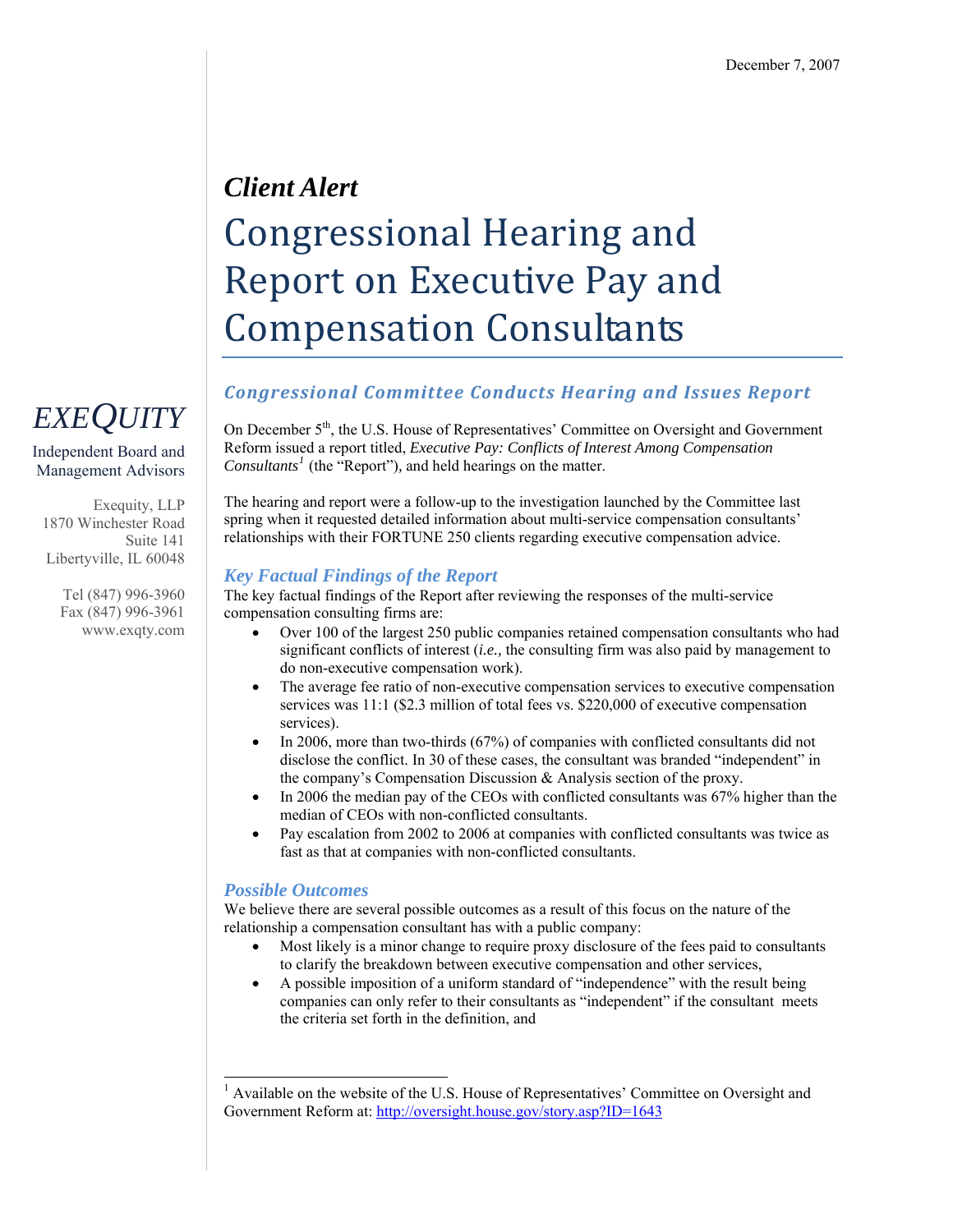December 7, 2007

*Client Alert*

# Congressional Hearing and Report on Executive Pay and Compensation Consultants

*EXEQUITY*

Independent Board and Management Advisors

Exequity, LLP
1870 Winchester Road
Suite 141
Libertyville, IL 60048

Tel (847) 996-3960
Fax (847) 996-3961
www.exqty.com

## *Congressional Committee Conducts Hearing and Issues Report*

On December 5th, the U.S. House of Representatives' Committee on Oversight and Government Reform issued a report titled, *Executive Pay: Conflicts of Interest Among Compensation Consultants*[1] (the "Report"), and held hearings on the matter.

The hearing and report were a follow-up to the investigation launched by the Committee last spring when it requested detailed information about multi-service compensation consultants' relationships with their FORTUNE 250 clients regarding executive compensation advice.

### *Key Factual Findings of the Report*

The key factual findings of the Report after reviewing the responses of the multi-service compensation consulting firms are:

- Over 100 of the largest 250 public companies retained compensation consultants who had significant conflicts of interest (*i.e.,* the consulting firm was also paid by management to do non-executive compensation work).
- The average fee ratio of non-executive compensation services to executive compensation services was 11:1 ($2.3 million of total fees vs. $220,000 of executive compensation services).
- In 2006, more than two-thirds (67%) of companies with conflicted consultants did not disclose the conflict. In 30 of these cases, the consultant was branded "independent" in the company's Compensation Discussion & Analysis section of the proxy.
- In 2006 the median pay of the CEOs with conflicted consultants was 67% higher than the median of CEOs with non-conflicted consultants.
- Pay escalation from 2002 to 2006 at companies with conflicted consultants was twice as fast as that at companies with non-conflicted consultants.

### *Possible Outcomes*

We believe there are several possible outcomes as a result of this focus on the nature of the relationship a compensation consultant has with a public company:

- Most likely is a minor change to require proxy disclosure of the fees paid to consultants to clarify the breakdown between executive compensation and other services,
- A possible imposition of a uniform standard of "independence" with the result being companies can only refer to their consultants as "independent" if the consultant meets the criteria set forth in the definition, and

[1] Available on the website of the U.S. House of Representatives' Committee on Oversight and Government Reform at: http://oversight.house.gov/story.asp?ID=1643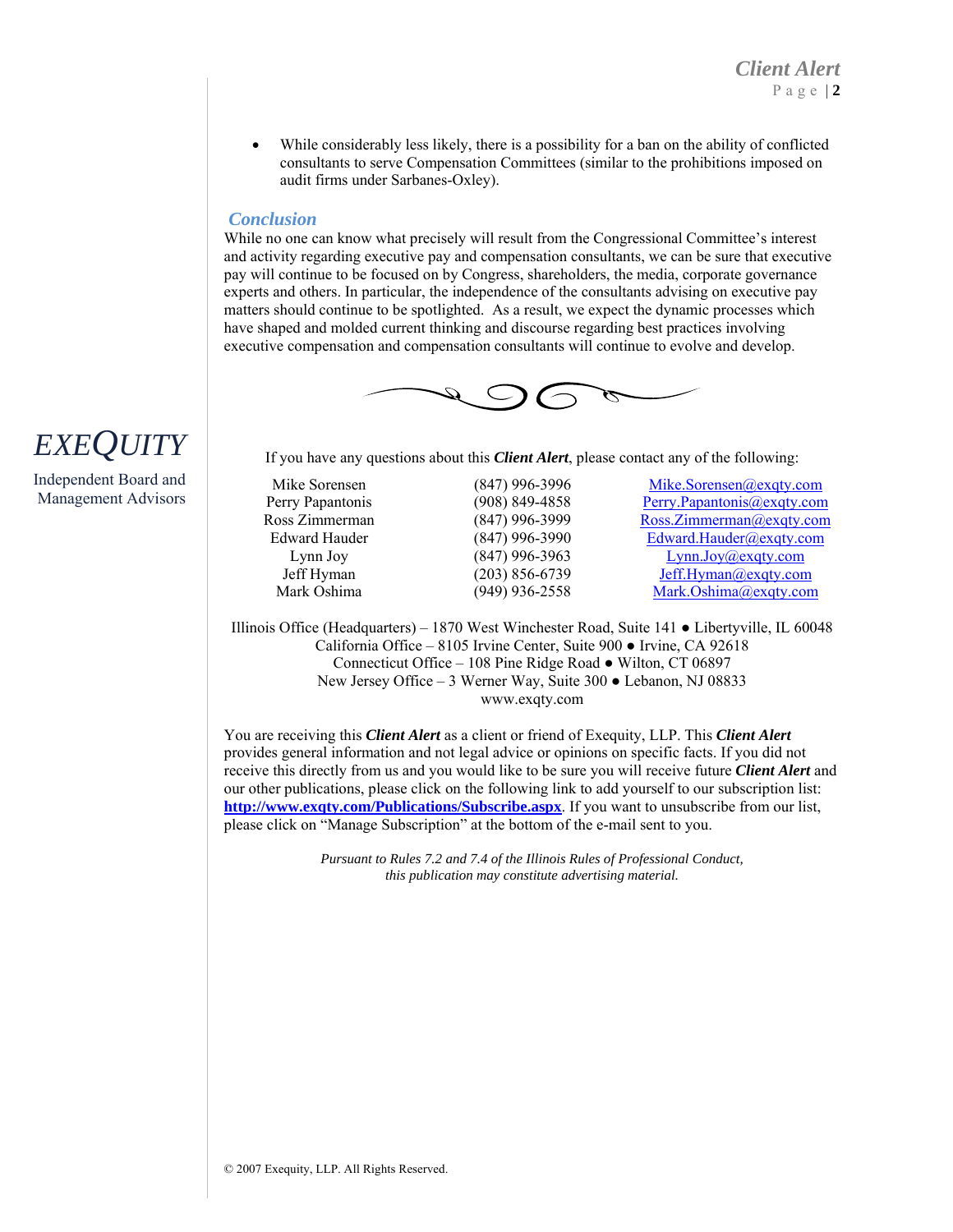- While considerably less likely, there is a possibility for a ban on the ability of conflicted consultants to serve Compensation Committees (similar to the prohibitions imposed on audit firms under Sarbanes-Oxley).

## *Conclusion*

While no one can know what precisely will result from the Congressional Committee's interest and activity regarding executive pay and compensation consultants, we can be sure that executive pay will continue to be focused on by Congress, shareholders, the media, corporate governance experts and others. In particular, the independence of the consultants advising on executive pay matters should continue to be spotlighted. As a result, we expect the dynamic processes which have shaped and molded current thinking and discourse regarding best practices involving executive compensation and compensation consultants will continue to evolve and develop.

*EXEQUITY*

Independent Board and Management Advisors

If you have any questions about this ***Client Alert***, please contact any of the following:

| | | |
|---|---|---|
| Mike Sorensen | (847) 996-3996 | Mike.Sorensen@exqty.com |
| Perry Papantonis | (908) 849-4858 | Perry.Papantonis@exqty.com |
| Ross Zimmerman | (847) 996-3999 | Ross.Zimmerman@exqty.com |
| Edward Hauder | (847) 996-3990 | Edward.Hauder@exqty.com |
| Lynn Joy | (847) 996-3963 | Lynn.Joy@exqty.com |
| Jeff Hyman | (203) 856-6739 | Jeff.Hyman@exqty.com |
| Mark Oshima | (949) 936-2558 | Mark.Oshima@exqty.com |

Illinois Office (Headquarters) – 1870 West Winchester Road, Suite 141 ● Libertyville, IL 60048
California Office – 8105 Irvine Center, Suite 900 ● Irvine, CA 92618
Connecticut Office – 108 Pine Ridge Road ● Wilton, CT 06897
New Jersey Office – 3 Werner Way, Suite 300 ● Lebanon, NJ 08833
www.exqty.com

You are receiving this ***Client Alert*** as a client or friend of Exequity, LLP. This ***Client Alert*** provides general information and not legal advice or opinions on specific facts. If you did not receive this directly from us and you would like to be sure you will receive future ***Client Alert*** and our other publications, please click on the following link to add yourself to our subscription list: **http://www.exqty.com/Publications/Subscribe.aspx**. If you want to unsubscribe from our list, please click on "Manage Subscription" at the bottom of the e-mail sent to you.

*Pursuant to Rules 7.2 and 7.4 of the Illinois Rules of Professional Conduct, this publication may constitute advertising material.*

© 2007 Exequity, LLP. All Rights Reserved.